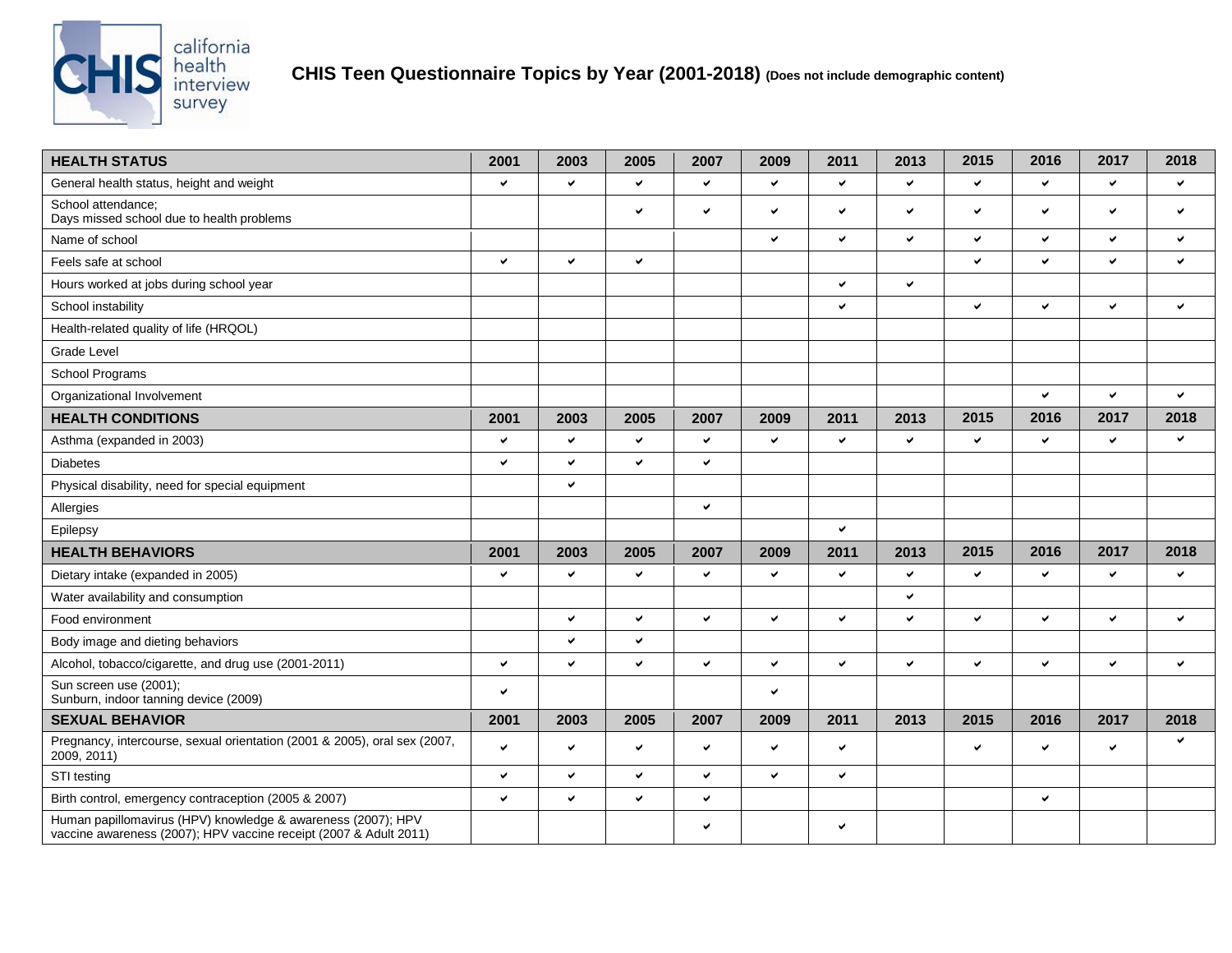# CHIS Teen Questionnaire Topics by Year (2001-2018) (Does not include demographic content)

| HEALTH STATUS | 2001 | 2003 | 2005 | 2007 | 2009 | 2011 | 2013 | 2015 | 2016 | 2017 | 2018 |
|---|---|---|---|---|---|---|---|---|---|---|---|
| General health status, height and weight | ✔ | ✔ | ✔ | ✔ | ✔ | ✔ | ✔ | ✔ | ✔ | ✔ | ✔ |
| School attendance; Days missed school due to health problems | | | ✔ | ✔ | ✔ | ✔ | ✔ | ✔ | ✔ | ✔ | ✔ |
| Name of school | | | | | ✔ | ✔ | ✔ | ✔ | ✔ | ✔ | ✔ |
| Feels safe at school | ✔ | ✔ | ✔ | | | | | ✔ | ✔ | ✔ | ✔ |
| Hours worked at jobs during school year | | | | | | ✔ | ✔ | | | | |
| School instability | | | | | | ✔ | | ✔ | ✔ | ✔ | ✔ |
| Health-related quality of life (HRQOL) | | | | | | | | | | | |
| Grade Level | | | | | | | | | | | |
| School Programs | | | | | | | | | | | |
| Organizational Involvement | | | | | | | | | ✔ | ✔ | ✔ |
| **HEALTH CONDITIONS** | **2001** | **2003** | **2005** | **2007** | **2009** | **2011** | **2013** | **2015** | **2016** | **2017** | **2018** |
| Asthma (expanded in 2003) | ✔ | ✔ | ✔ | ✔ | ✔ | ✔ | ✔ | ✔ | ✔ | ✔ | ✔ |
| Diabetes | ✔ | ✔ | ✔ | ✔ | | | | | | | |
| Physical disability, need for special equipment | | ✔ | | | | | | | | | |
| Allergies | | | | ✔ | | | | | | | |
| Epilepsy | | | | | | ✔ | | | | | |
| **HEALTH BEHAVIORS** | **2001** | **2003** | **2005** | **2007** | **2009** | **2011** | **2013** | **2015** | **2016** | **2017** | **2018** |
| Dietary intake (expanded in 2005) | ✔ | ✔ | ✔ | ✔ | ✔ | ✔ | ✔ | ✔ | ✔ | ✔ | ✔ |
| Water availability and consumption | | | | | | | ✔ | | | | |
| Food environment | | ✔ | ✔ | ✔ | ✔ | ✔ | ✔ | ✔ | ✔ | ✔ | ✔ |
| Body image and dieting behaviors | | ✔ | ✔ | | | | | | | | |
| Alcohol, tobacco/cigarette, and drug use (2001-2011) | ✔ | ✔ | ✔ | ✔ | ✔ | ✔ | ✔ | ✔ | ✔ | ✔ | ✔ |
| Sun screen use (2001); Sunburn, indoor tanning device (2009) | ✔ | | | | ✔ | | | | | | |
| **SEXUAL BEHAVIOR** | **2001** | **2003** | **2005** | **2007** | **2009** | **2011** | **2013** | **2015** | **2016** | **2017** | **2018** |
| Pregnancy, intercourse, sexual orientation (2001 & 2005), oral sex (2007, 2009, 2011) | ✔ | ✔ | ✔ | ✔ | ✔ | ✔ | | ✔ | ✔ | ✔ | ✔ |
| STI testing | ✔ | ✔ | ✔ | ✔ | ✔ | ✔ | | | | | |
| Birth control, emergency contraception (2005 & 2007) | ✔ | ✔ | ✔ | ✔ | | | | | ✔ | | |
| Human papillomavirus (HPV) knowledge & awareness (2007); HPV vaccine awareness (2007); HPV vaccine receipt (2007 & Adult 2011) | | | | ✔ | | ✔ | | | | | |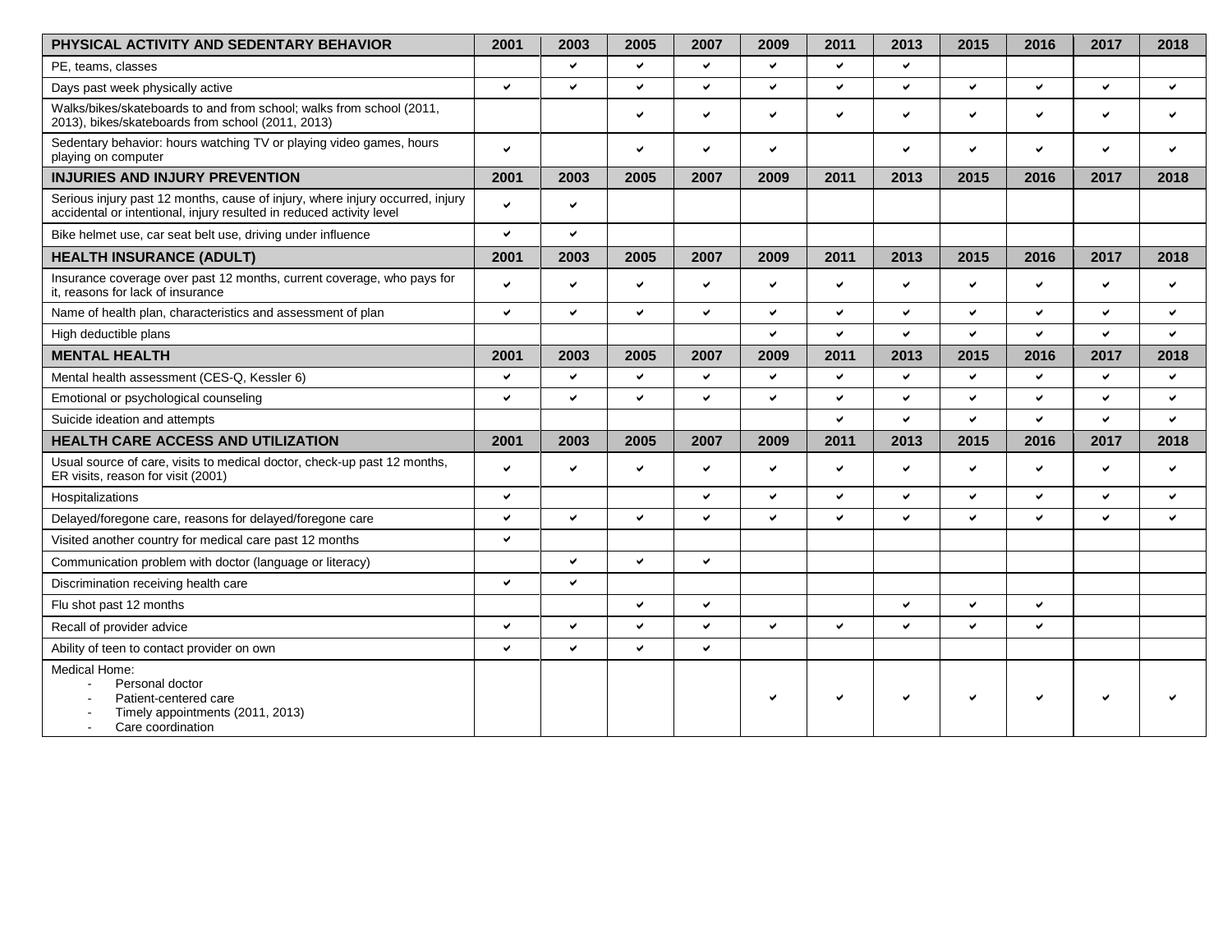| PHYSICAL ACTIVITY AND SEDENTARY BEHAVIOR | 2001 | 2003 | 2005 | 2007 | 2009 | 2011 | 2013 | 2015 | 2016 | 2017 | 2018 |
|---|---|---|---|---|---|---|---|---|---|---|---|
| PE, teams, classes | | ✔ | ✔ | ✔ | ✔ | ✔ | ✔ | | | | |
| Days past week physically active | ✔ | ✔ | ✔ | ✔ | ✔ | ✔ | ✔ | ✔ | ✔ | ✔ | ✔ |
| Walks/bikes/skateboards to and from school; walks from school (2011, 2013), bikes/skateboards from school (2011, 2013) | | | ✔ | ✔ | ✔ | ✔ | ✔ | ✔ | ✔ | ✔ | ✔ |
| Sedentary behavior: hours watching TV or playing video games, hours playing on computer | ✔ | | ✔ | ✔ | ✔ | | ✔ | ✔ | ✔ | ✔ | ✔ |
| **INJURIES AND INJURY PREVENTION** | **2001** | **2003** | **2005** | **2007** | **2009** | **2011** | **2013** | **2015** | **2016** | **2017** | **2018** |
| Serious injury past 12 months, cause of injury, where injury occurred, injury accidental or intentional, injury resulted in reduced activity level | ✔ | ✔ | | | | | | | | | |
| Bike helmet use, car seat belt use, driving under influence | ✔ | ✔ | | | | | | | | | |
| **HEALTH INSURANCE (ADULT)** | **2001** | **2003** | **2005** | **2007** | **2009** | **2011** | **2013** | **2015** | **2016** | **2017** | **2018** |
| Insurance coverage over past 12 months, current coverage, who pays for it, reasons for lack of insurance | ✔ | ✔ | ✔ | ✔ | ✔ | ✔ | ✔ | ✔ | ✔ | ✔ | ✔ |
| Name of health plan, characteristics and assessment of plan | ✔ | ✔ | ✔ | ✔ | ✔ | ✔ | ✔ | ✔ | ✔ | ✔ | ✔ |
| High deductible plans | | | | | ✔ | ✔ | ✔ | ✔ | ✔ | ✔ | ✔ |
| **MENTAL HEALTH** | **2001** | **2003** | **2005** | **2007** | **2009** | **2011** | **2013** | **2015** | **2016** | **2017** | **2018** |
| Mental health assessment (CES-Q, Kessler 6) | ✔ | ✔ | ✔ | ✔ | ✔ | ✔ | ✔ | ✔ | ✔ | ✔ | ✔ |
| Emotional or psychological counseling | ✔ | ✔ | ✔ | ✔ | ✔ | ✔ | ✔ | ✔ | ✔ | ✔ | ✔ |
| Suicide ideation and attempts | | | | | | ✔ | ✔ | ✔ | ✔ | ✔ | ✔ |
| **HEALTH CARE ACCESS AND UTILIZATION** | **2001** | **2003** | **2005** | **2007** | **2009** | **2011** | **2013** | **2015** | **2016** | **2017** | **2018** |
| Usual source of care, visits to medical doctor, check-up past 12 months, ER visits, reason for visit (2001) | ✔ | ✔ | ✔ | ✔ | ✔ | ✔ | ✔ | ✔ | ✔ | ✔ | ✔ |
| Hospitalizations | ✔ | | | ✔ | ✔ | ✔ | ✔ | ✔ | ✔ | ✔ | ✔ |
| Delayed/foregone care, reasons for delayed/foregone care | ✔ | ✔ | ✔ | ✔ | ✔ | ✔ | ✔ | ✔ | ✔ | ✔ | ✔ |
| Visited another country for medical care past 12 months | ✔ | | | | | | | | | | |
| Communication problem with doctor (language or literacy) | | ✔ | ✔ | ✔ | | | | | | | |
| Discrimination receiving health care | ✔ | ✔ | | | | | | | | | |
| Flu shot past 12 months | | | ✔ | ✔ | | | ✔ | ✔ | ✔ | | |
| Recall of provider advice | ✔ | ✔ | ✔ | ✔ | ✔ | ✔ | ✔ | ✔ | ✔ | | |
| Ability of teen to contact provider on own | ✔ | ✔ | ✔ | ✔ | | | | | | | |
| Medical Home: <br>- Personal doctor <br>- Patient-centered care <br>- Timely appointments (2011, 2013) <br>- Care coordination | | | | | ✔ | ✔ | ✔ | ✔ | ✔ | ✔ | ✔ |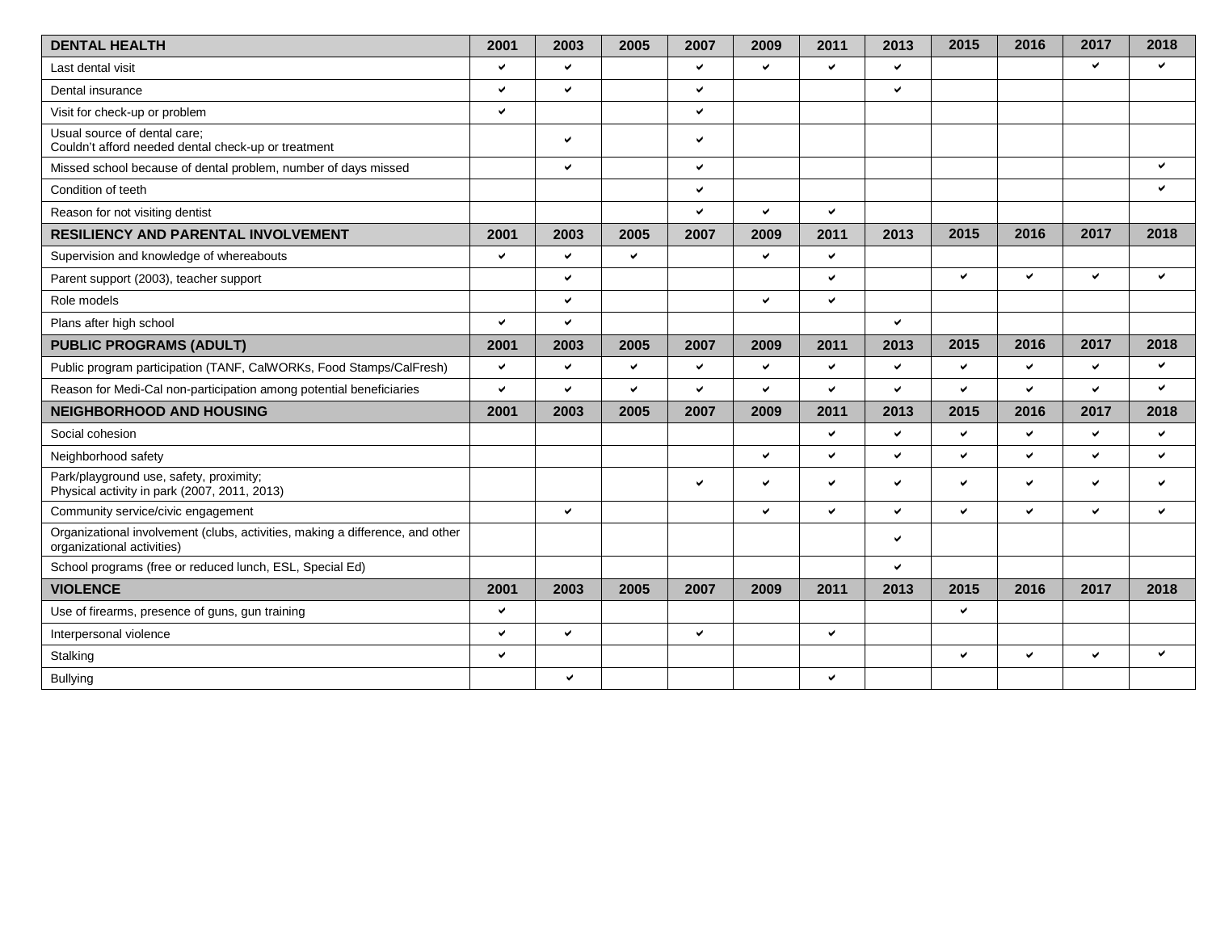| DENTAL HEALTH | 2001 | 2003 | 2005 | 2007 | 2009 | 2011 | 2013 | 2015 | 2016 | 2017 | 2018 |
|---|---|---|---|---|---|---|---|---|---|---|---|
| Last dental visit | ✔ | ✔ | | ✔ | ✔ | ✔ | ✔ | | | ✔ | ✔ |
| Dental insurance | ✔ | ✔ | | ✔ | | | ✔ | | | | |
| Visit for check-up or problem | ✔ | | | ✔ | | | | | | | |
| Usual source of dental care; Couldn't afford needed dental check-up or treatment | | ✔ | | ✔ | | | | | | | |
| Missed school because of dental problem, number of days missed | | ✔ | | ✔ | | | | | | | ✔ |
| Condition of teeth | | | | ✔ | | | | | | | ✔ |
| Reason for not visiting dentist | | | | ✔ | ✔ | ✔ | | | | | |
| **RESILIENCY AND PARENTAL INVOLVEMENT** | **2001** | **2003** | **2005** | **2007** | **2009** | **2011** | **2013** | **2015** | **2016** | **2017** | **2018** |
| Supervision and knowledge of whereabouts | ✔ | ✔ | ✔ | | ✔ | ✔ | | | | | |
| Parent support (2003), teacher support | | ✔ | | | | ✔ | | ✔ | ✔ | ✔ | ✔ |
| Role models | | ✔ | | | ✔ | ✔ | | | | | |
| Plans after high school | ✔ | ✔ | | | | | ✔ | | | | |
| **PUBLIC PROGRAMS (ADULT)** | **2001** | **2003** | **2005** | **2007** | **2009** | **2011** | **2013** | **2015** | **2016** | **2017** | **2018** |
| Public program participation (TANF, CalWORKs, Food Stamps/CalFresh) | ✔ | ✔ | ✔ | ✔ | ✔ | ✔ | ✔ | ✔ | ✔ | ✔ | ✔ |
| Reason for Medi-Cal non-participation among potential beneficiaries | ✔ | ✔ | ✔ | ✔ | ✔ | ✔ | ✔ | ✔ | ✔ | ✔ | ✔ |
| **NEIGHBORHOOD AND HOUSING** | **2001** | **2003** | **2005** | **2007** | **2009** | **2011** | **2013** | **2015** | **2016** | **2017** | **2018** |
| Social cohesion | | | | | | ✔ | ✔ | ✔ | ✔ | ✔ | ✔ |
| Neighborhood safety | | | | | ✔ | ✔ | ✔ | ✔ | ✔ | ✔ | ✔ |
| Park/playground use, safety, proximity; Physical activity in park (2007, 2011, 2013) | | | | ✔ | ✔ | ✔ | ✔ | ✔ | ✔ | ✔ | ✔ |
| Community service/civic engagement | | ✔ | | | ✔ | ✔ | ✔ | ✔ | ✔ | ✔ | ✔ |
| Organizational involvement (clubs, activities, making a difference, and other organizational activities) | | | | | | | ✔ | | | | |
| School programs (free or reduced lunch, ESL, Special Ed) | | | | | | | ✔ | | | | |
| **VIOLENCE** | **2001** | **2003** | **2005** | **2007** | **2009** | **2011** | **2013** | **2015** | **2016** | **2017** | **2018** |
| Use of firearms, presence of guns, gun training | ✔ | | | | | | | ✔ | | | |
| Interpersonal violence | ✔ | ✔ | | ✔ | | ✔ | | | | | |
| Stalking | ✔ | | | | | | | ✔ | ✔ | ✔ | ✔ |
| Bullying | | ✔ | | | | ✔ | | | | | |